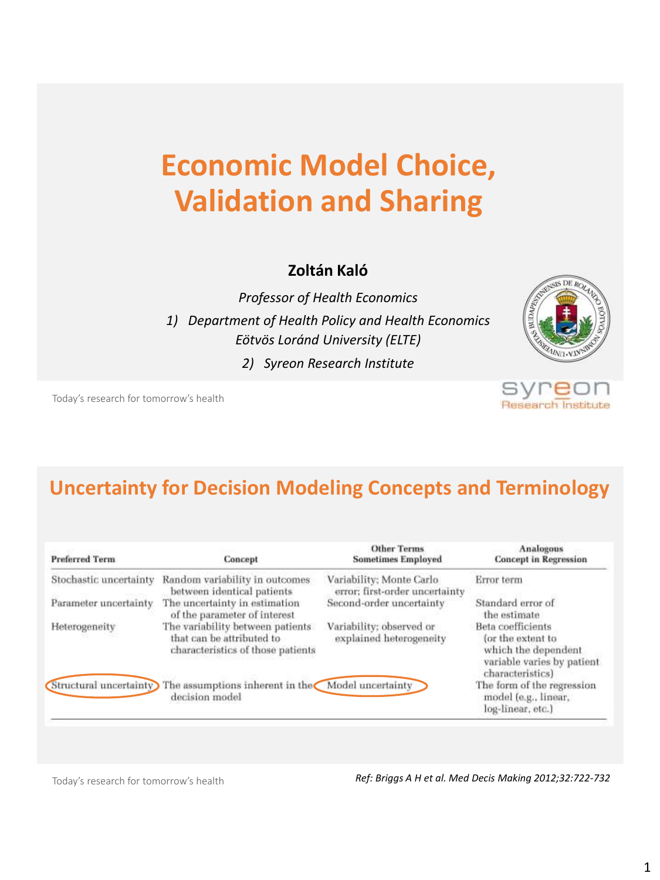# Economic Model Choice, Validation and Sharing

**Zoltán Kaló**

*Professor of Health Economics*

*1) Department of Health Policy and Health Economics Eötvös Loránd University (ELTE)*

*2) Syreon Research Institute*

Today's research for tomorrow's health

## Uncertainty for Decision Modeling Concepts and Terminology

| Preferred Term | Concept | Other Terms Sometimes Employed | Analogous Concept in Regression |
|---|---|---|---|
| Stochastic uncertainty | Random variability in outcomes between identical patients | Variability; Monte Carlo error; first-order uncertainty | Error term |
| Parameter uncertainty | The uncertainty in estimation of the parameter of interest | Second-order uncertainty | Standard error of the estimate |
| Heterogeneity | The variability between patients that can be attributed to characteristics of those patients | Variability; observed or explained heterogeneity | Beta coefficients (or the extent to which the dependent variable varies by patient characteristics) |
| Structural uncertainty | The assumptions inherent in the decision model | Model uncertainty | The form of the regression model (e.g., linear, log-linear, etc.) |

Today's research for tomorrow's health

*Ref: Briggs A H et al. Med Decis Making 2012;32:722-732*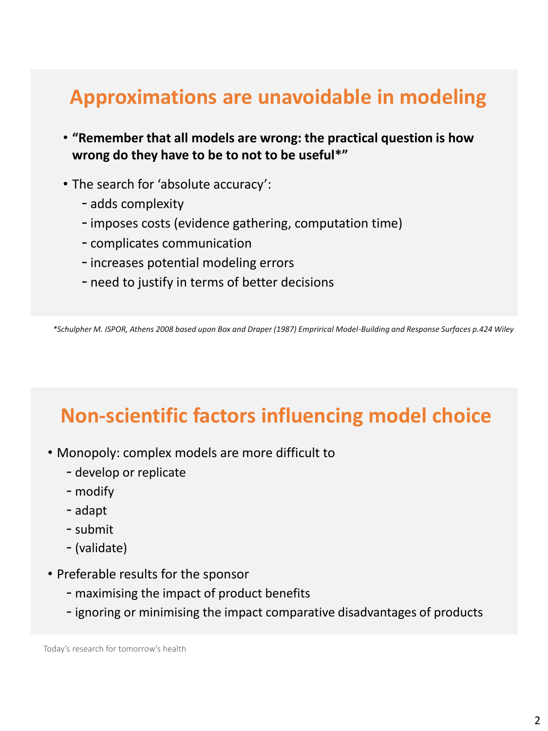## Approximations are unavoidable in modeling

- **"Remember that all models are wrong: the practical question is how wrong do they have to be to not to be useful*"**
- The search for 'absolute accuracy':
  - adds complexity
  - imposes costs (evidence gathering, computation time)
  - complicates communication
  - increases potential modeling errors
  - need to justify in terms of better decisions

*\*Schulpher M. ISPOR, Athens 2008 based upon Box and Draper (1987) Emprirical Model-Building and Response Surfaces p.424 Wiley*

## Non-scientific factors influencing model choice

- Monopoly: complex models are more difficult to
  - develop or replicate
  - modify
  - adapt
  - submit
  - (validate)
- Preferable results for the sponsor
  - maximising the impact of product benefits
  - ignoring or minimising the impact comparative disadvantages of products

Today's research for tomorrow's health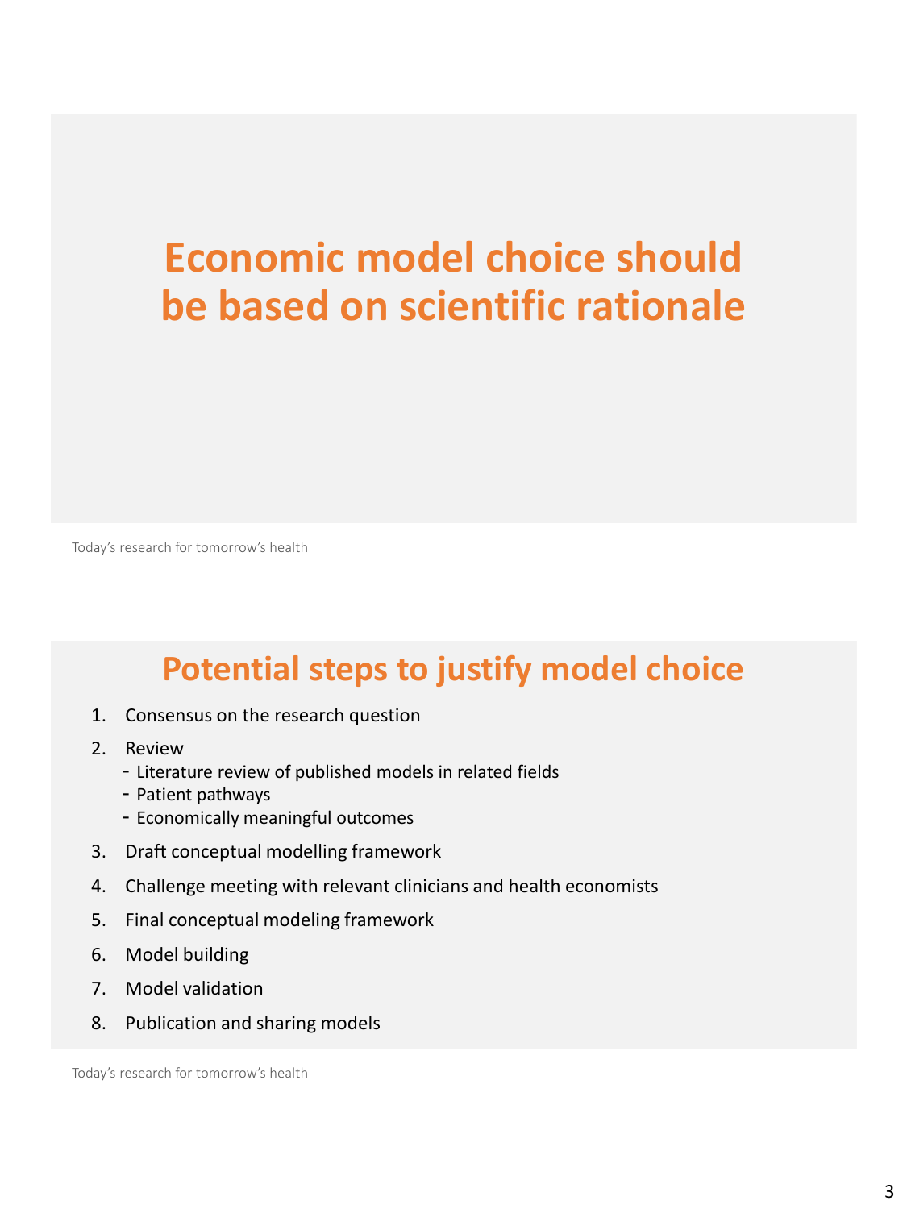# Economic model choice should be based on scientific rationale

Today's research for tomorrow's health

## Potential steps to justify model choice

1. Consensus on the research question
2. Review
   - Literature review of published models in related fields
   - Patient pathways
   - Economically meaningful outcomes
3. Draft conceptual modelling framework
4. Challenge meeting with relevant clinicians and health economists
5. Final conceptual modeling framework
6. Model building
7. Model validation
8. Publication and sharing models

Today's research for tomorrow's health